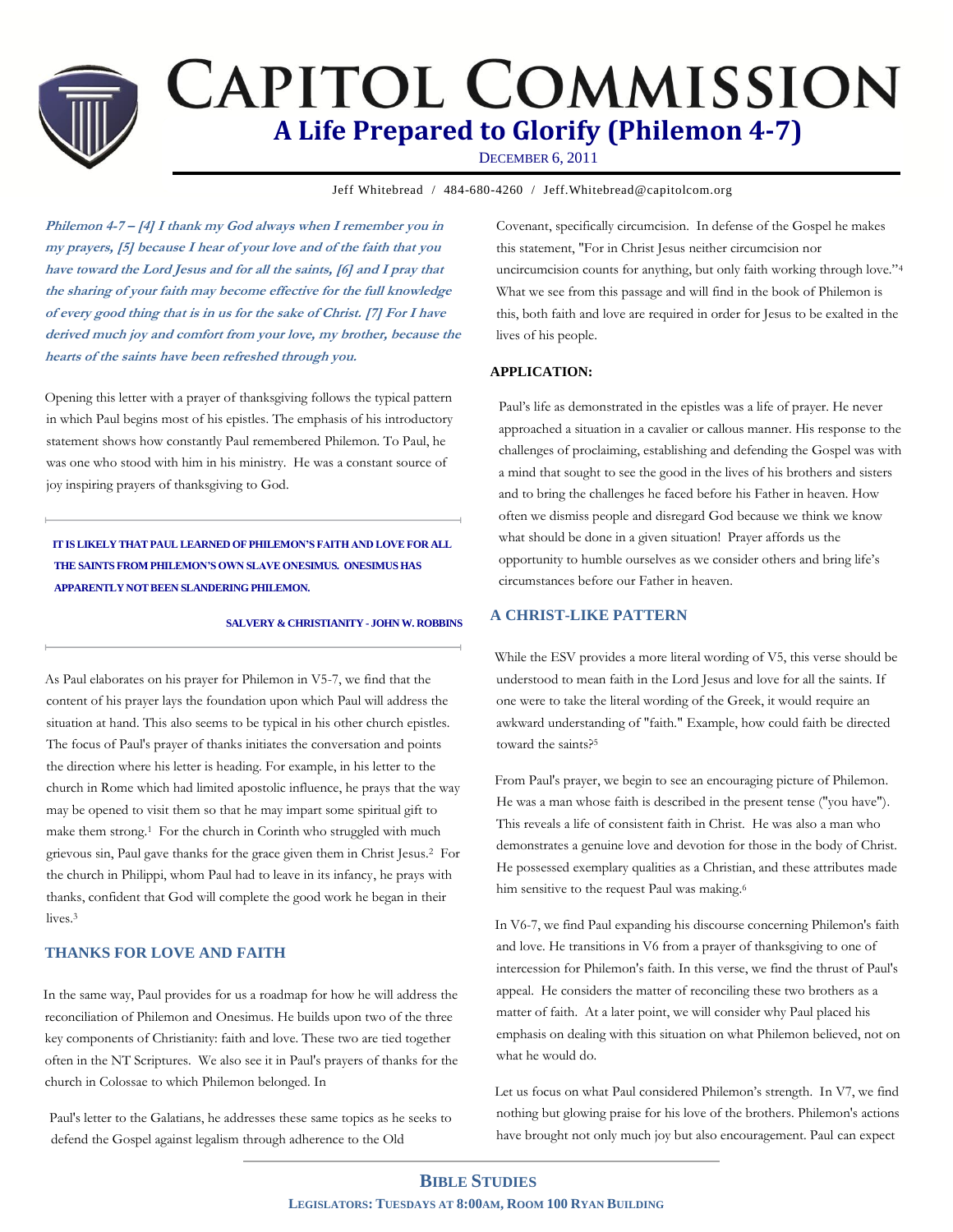# CAPITOL COMMISSION

## A Life Prepared to Glorify (Philemon 4-7)

DECEMBER 6, 2011

Jeff Whitebread / 484-680-4260 / Jeff.Whitebread@capitolcom.org

***Philemon 4-7 – [4] I thank my God always when I remember you in my prayers, [5] because I hear of your love and of the faith that you have toward the Lord Jesus and for all the saints, [6] and I pray that the sharing of your faith may become effective for the full knowledge of every good thing that is in us for the sake of Christ. [7] For I have derived much joy and comfort from your love, my brother, because the hearts of the saints have been refreshed through you.***

Opening this letter with a prayer of thanksgiving follows the typical pattern in which Paul begins most of his epistles. The emphasis of his introductory statement shows how constantly Paul remembered Philemon. To Paul, he was one who stood with him in his ministry. He was a constant source of joy inspiring prayers of thanksgiving to God.

> **IT IS LIKELY THAT PAUL LEARNED OF PHILEMON'S FAITH AND LOVE FOR ALL THE SAINTS FROM PHILEMON'S OWN SLAVE ONESIMUS. ONESIMUS HAS APPARENTLY NOT BEEN SLANDERING PHILEMON.**
>
> **SALVERY & CHRISTIANITY - JOHN W. ROBBINS**

As Paul elaborates on his prayer for Philemon in V5-7, we find that the content of his prayer lays the foundation upon which Paul will address the situation at hand. This also seems to be typical in his other church epistles. The focus of Paul's prayer of thanks initiates the conversation and points the direction where his letter is heading. For example, in his letter to the church in Rome which had limited apostolic influence, he prays that the way may be opened to visit them so that he may impart some spiritual gift to make them strong.[1] For the church in Corinth who struggled with much grievous sin, Paul gave thanks for the grace given them in Christ Jesus.[2] For the church in Philippi, whom Paul had to leave in its infancy, he prays with thanks, confident that God will complete the good work he began in their lives.[3]

### THANKS FOR LOVE AND FAITH

In the same way, Paul provides for us a roadmap for how he will address the reconciliation of Philemon and Onesimus. He builds upon two of the three key components of Christianity: faith and love. These two are tied together often in the NT Scriptures. We also see it in Paul's prayers of thanks for the church in Colossae to which Philemon belonged. In

Paul's letter to the Galatians, he addresses these same topics as he seeks to defend the Gospel against legalism through adherence to the Old Covenant, specifically circumcision. In defense of the Gospel he makes this statement, "For in Christ Jesus neither circumcision nor uncircumcision counts for anything, but only faith working through love."[4] What we see from this passage and will find in the book of Philemon is this, both faith and love are required in order for Jesus to be exalted in the lives of his people.

**APPLICATION:**

Paul's life as demonstrated in the epistles was a life of prayer. He never approached a situation in a cavalier or callous manner. His response to the challenges of proclaiming, establishing and defending the Gospel was with a mind that sought to see the good in the lives of his brothers and sisters and to bring the challenges he faced before his Father in heaven. How often we dismiss people and disregard God because we think we know what should be done in a given situation! Prayer affords us the opportunity to humble ourselves as we consider others and bring life's circumstances before our Father in heaven.

### A CHRIST-LIKE PATTERN

While the ESV provides a more literal wording of V5, this verse should be understood to mean faith in the Lord Jesus and love for all the saints. If one were to take the literal wording of the Greek, it would require an awkward understanding of "faith." Example, how could faith be directed toward the saints?[5]

From Paul's prayer, we begin to see an encouraging picture of Philemon. He was a man whose faith is described in the present tense ("you have"). This reveals a life of consistent faith in Christ. He was also a man who demonstrates a genuine love and devotion for those in the body of Christ. He possessed exemplary qualities as a Christian, and these attributes made him sensitive to the request Paul was making.[6]

In V6-7, we find Paul expanding his discourse concerning Philemon's faith and love. He transitions in V6 from a prayer of thanksgiving to one of intercession for Philemon's faith. In this verse, we find the thrust of Paul's appeal. He considers the matter of reconciling these two brothers as a matter of faith. At a later point, we will consider why Paul placed his emphasis on dealing with this situation on what Philemon believed, not on what he would do.

Let us focus on what Paul considered Philemon's strength. In V7, we find nothing but glowing praise for his love of the brothers. Philemon's actions have brought not only much joy but also encouragement. Paul can expect

**BIBLE STUDIES**

**LEGISLATORS: TUESDAYS AT 8:00AM, ROOM 100 RYAN BUILDING**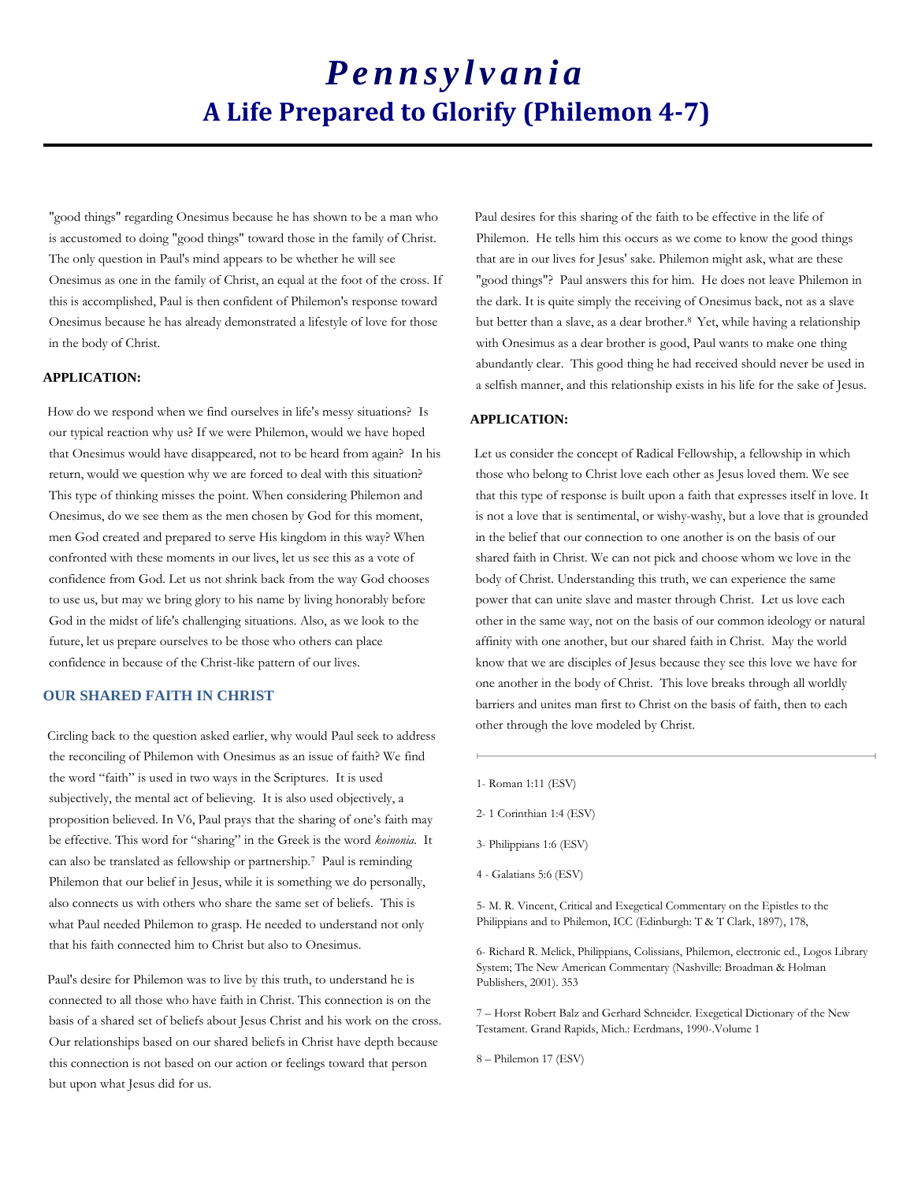# *Pennsylvania*
# A Life Prepared to Glorify (Philemon 4-7)

"good things" regarding Onesimus because he has shown to be a man who is accustomed to doing "good things" toward those in the family of Christ. The only question in Paul's mind appears to be whether he will see Onesimus as one in the family of Christ, an equal at the foot of the cross. If this is accomplished, Paul is then confident of Philemon's response toward Onesimus because he has already demonstrated a lifestyle of love for those in the body of Christ.

**APPLICATION:**

How do we respond when we find ourselves in life's messy situations? Is our typical reaction why us? If we were Philemon, would we have hoped that Onesimus would have disappeared, not to be heard from again? In his return, would we question why we are forced to deal with this situation? This type of thinking misses the point. When considering Philemon and Onesimus, do we see them as the men chosen by God for this moment, men God created and prepared to serve His kingdom in this way? When confronted with these moments in our lives, let us see this as a vote of confidence from God. Let us not shrink back from the way God chooses to use us, but may we bring glory to his name by living honorably before God in the midst of life's challenging situations. Also, as we look to the future, let us prepare ourselves to be those who others can place confidence in because of the Christ-like pattern of our lives.

### OUR SHARED FAITH IN CHRIST

Circling back to the question asked earlier, why would Paul seek to address the reconciling of Philemon with Onesimus as an issue of faith? We find the word "faith" is used in two ways in the Scriptures. It is used subjectively, the mental act of believing. It is also used objectively, a proposition believed. In V6, Paul prays that the sharing of one's faith may be effective. This word for "sharing" in the Greek is the word *koinonia*. It can also be translated as fellowship or partnership.[7] Paul is reminding Philemon that our belief in Jesus, while it is something we do personally, also connects us with others who share the same set of beliefs. This is what Paul needed Philemon to grasp. He needed to understand not only that his faith connected him to Christ but also to Onesimus.

Paul's desire for Philemon was to live by this truth, to understand he is connected to all those who have faith in Christ. This connection is on the basis of a shared set of beliefs about Jesus Christ and his work on the cross. Our relationships based on our shared beliefs in Christ have depth because this connection is not based on our action or feelings toward that person but upon what Jesus did for us.

Paul desires for this sharing of the faith to be effective in the life of Philemon. He tells him this occurs as we come to know the good things that are in our lives for Jesus' sake. Philemon might ask, what are these "good things"? Paul answers this for him. He does not leave Philemon in the dark. It is quite simply the receiving of Onesimus back, not as a slave but better than a slave, as a dear brother.[8] Yet, while having a relationship with Onesimus as a dear brother is good, Paul wants to make one thing abundantly clear. This good thing he had received should never be used in a selfish manner, and this relationship exists in his life for the sake of Jesus.

**APPLICATION:**

Let us consider the concept of Radical Fellowship, a fellowship in which those who belong to Christ love each other as Jesus loved them. We see that this type of response is built upon a faith that expresses itself in love. It is not a love that is sentimental, or wishy-washy, but a love that is grounded in the belief that our connection to one another is on the basis of our shared faith in Christ. We can not pick and choose whom we love in the body of Christ. Understanding this truth, we can experience the same power that can unite slave and master through Christ. Let us love each other in the same way, not on the basis of our common ideology or natural affinity with one another, but our shared faith in Christ. May the world know that we are disciples of Jesus because they see this love we have for one another in the body of Christ. This love breaks through all worldly barriers and unites man first to Christ on the basis of faith, then to each other through the love modeled by Christ.

---

1- Roman 1:11 (ESV)

2- 1 Corinthian 1:4 (ESV)

3- Philippians 1:6 (ESV)

4 - Galatians 5:6 (ESV)

5- M. R. Vincent, Critical and Exegetical Commentary on the Epistles to the Philippians and to Philemon, ICC (Edinburgh: T & T Clark, 1897), 178,

6- Richard R. Melick, Philippians, Colissians, Philemon, electronic ed., Logos Library System; The New American Commentary (Nashville: Broadman & Holman Publishers, 2001). 353

7 – Horst Robert Balz and Gerhard Schneider. Exegetical Dictionary of the New Testament. Grand Rapids, Mich.: Eerdmans, 1990-.Volume 1

8 – Philemon 17 (ESV)